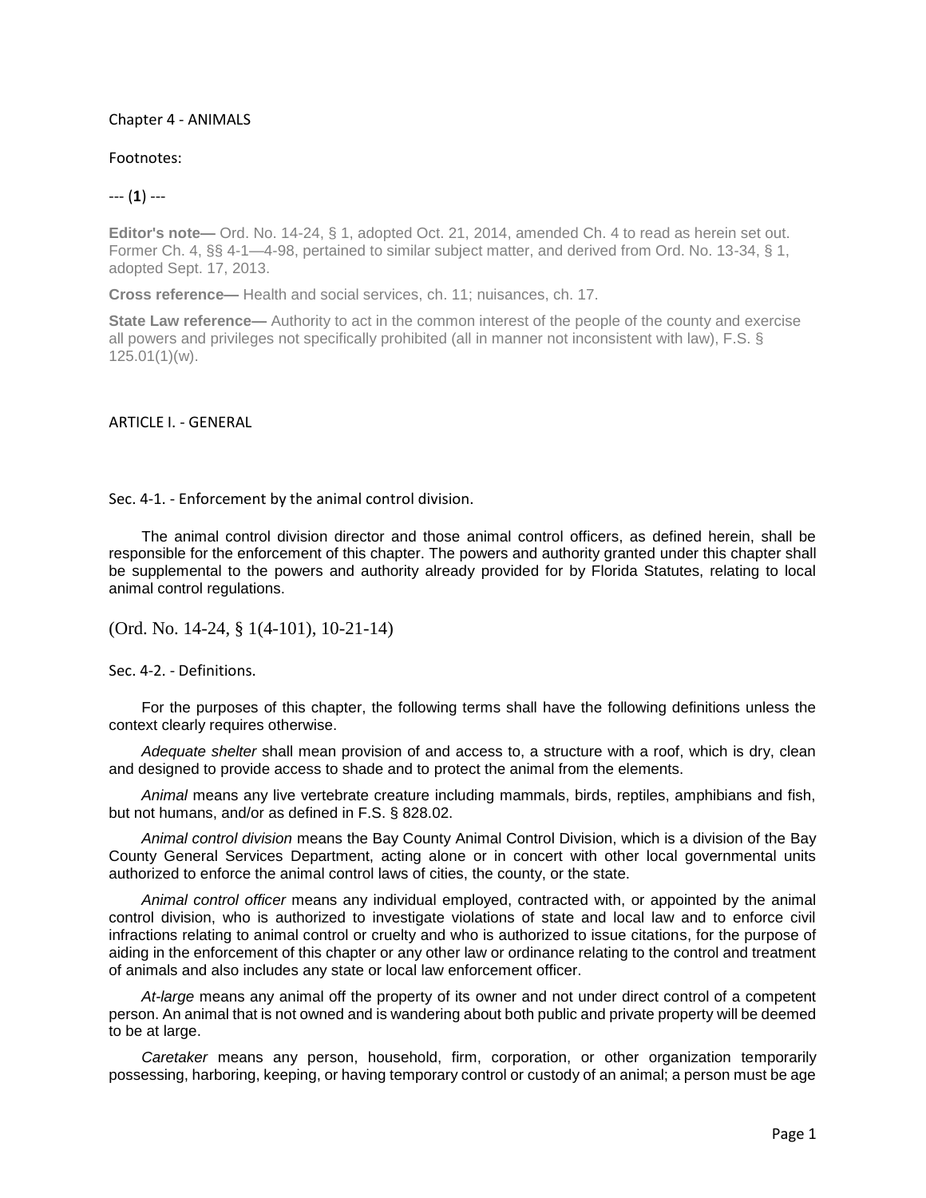# Chapter 4 - ANIMALS

Footnotes:

--- (**1**) ---

**Editor's note—** Ord. No. 14-24, § 1, adopted Oct. 21, 2014, amended Ch. 4 to read as herein set out. Former Ch. 4, §§ 4-1—4-98, pertained to similar subject matter, and derived from Ord. No. 13-34, § 1, adopted Sept. 17, 2013.

**Cross reference—** Health and social services, ch. 11; nuisances, ch. 17.

**State Law reference—** Authority to act in the common interest of the people of the county and exercise all powers and privileges not specifically prohibited (all in manner not inconsistent with law), F.S. § 125.01(1)(w).

## ARTICLE I. - GENERAL

### Sec. 4-1. - Enforcement by the animal control division.

The animal control division director and those animal control officers, as defined herein, shall be responsible for the enforcement of this chapter. The powers and authority granted under this chapter shall be supplemental to the powers and authority already provided for by Florida Statutes, relating to local animal control regulations.

(Ord. No. 14-24, § 1(4-101), 10-21-14)

### Sec. 4-2. - Definitions.

For the purposes of this chapter, the following terms shall have the following definitions unless the context clearly requires otherwise.

*Adequate shelter* shall mean provision of and access to, a structure with a roof, which is dry, clean and designed to provide access to shade and to protect the animal from the elements.

*Animal* means any live vertebrate creature including mammals, birds, reptiles, amphibians and fish, but not humans, and/or as defined in F.S. § 828.02.

*Animal control division* means the Bay County Animal Control Division, which is a division of the Bay County General Services Department, acting alone or in concert with other local governmental units authorized to enforce the animal control laws of cities, the county, or the state.

*Animal control officer* means any individual employed, contracted with, or appointed by the animal control division, who is authorized to investigate violations of state and local law and to enforce civil infractions relating to animal control or cruelty and who is authorized to issue citations, for the purpose of aiding in the enforcement of this chapter or any other law or ordinance relating to the control and treatment of animals and also includes any state or local law enforcement officer.

*At-large* means any animal off the property of its owner and not under direct control of a competent person. An animal that is not owned and is wandering about both public and private property will be deemed to be at large.

*Caretaker* means any person, household, firm, corporation, or other organization temporarily possessing, harboring, keeping, or having temporary control or custody of an animal; a person must be age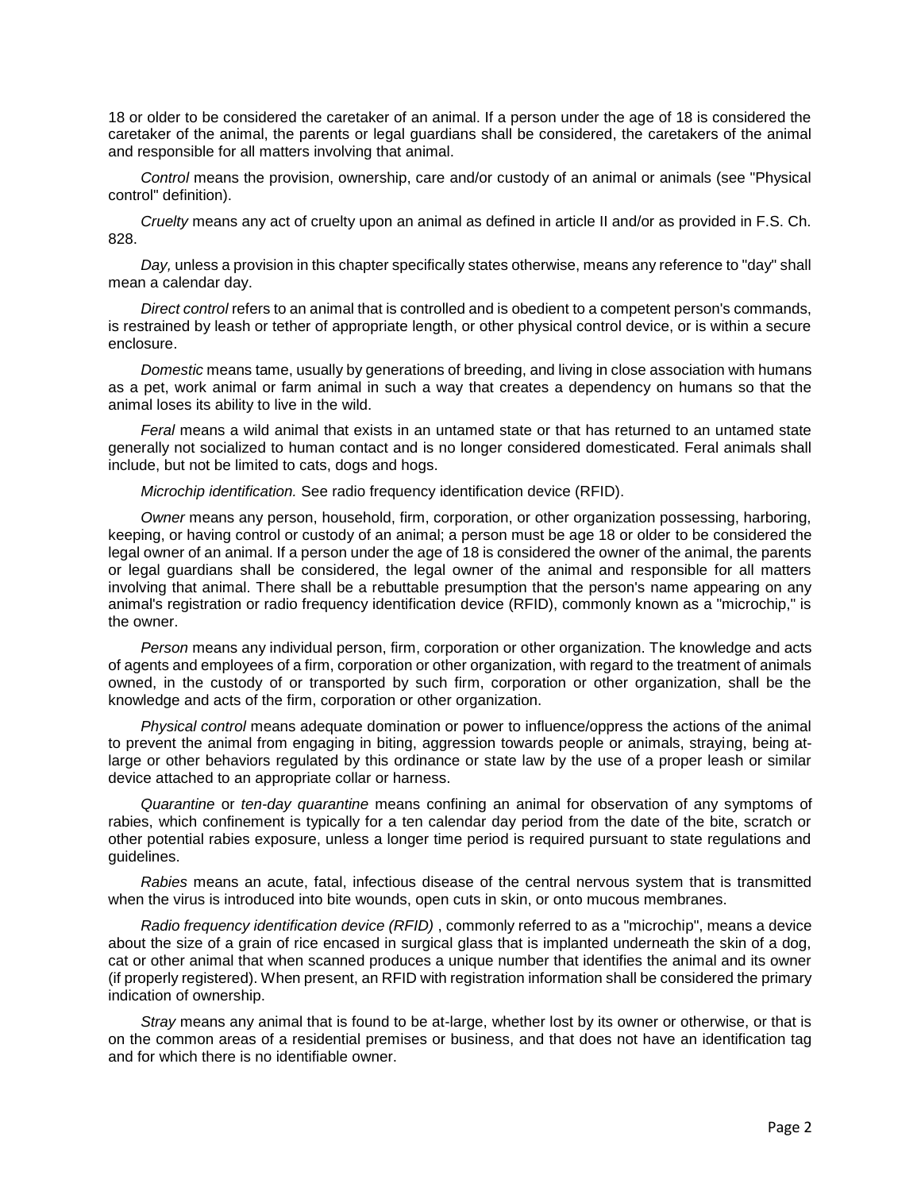18 or older to be considered the caretaker of an animal. If a person under the age of 18 is considered the caretaker of the animal, the parents or legal guardians shall be considered, the caretakers of the animal and responsible for all matters involving that animal.

*Control* means the provision, ownership, care and/or custody of an animal or animals (see "Physical control" definition).

*Cruelty* means any act of cruelty upon an animal as defined in article II and/or as provided in F.S. Ch. 828.

*Day,* unless a provision in this chapter specifically states otherwise, means any reference to "day" shall mean a calendar day.

*Direct control* refers to an animal that is controlled and is obedient to a competent person's commands, is restrained by leash or tether of appropriate length, or other physical control device, or is within a secure enclosure.

*Domestic* means tame, usually by generations of breeding, and living in close association with humans as a pet, work animal or farm animal in such a way that creates a dependency on humans so that the animal loses its ability to live in the wild.

*Feral* means a wild animal that exists in an untamed state or that has returned to an untamed state generally not socialized to human contact and is no longer considered domesticated. Feral animals shall include, but not be limited to cats, dogs and hogs.

*Microchip identification.* See radio frequency identification device (RFID).

*Owner* means any person, household, firm, corporation, or other organization possessing, harboring, keeping, or having control or custody of an animal; a person must be age 18 or older to be considered the legal owner of an animal. If a person under the age of 18 is considered the owner of the animal, the parents or legal guardians shall be considered, the legal owner of the animal and responsible for all matters involving that animal. There shall be a rebuttable presumption that the person's name appearing on any animal's registration or radio frequency identification device (RFID), commonly known as a "microchip," is the owner.

*Person* means any individual person, firm, corporation or other organization. The knowledge and acts of agents and employees of a firm, corporation or other organization, with regard to the treatment of animals owned, in the custody of or transported by such firm, corporation or other organization, shall be the knowledge and acts of the firm, corporation or other organization.

*Physical control* means adequate domination or power to influence/oppress the actions of the animal to prevent the animal from engaging in biting, aggression towards people or animals, straying, being at-large or other behaviors regulated by this ordinance or state law by the use of a proper leash or similar device attached to an appropriate collar or harness.

*Quarantine* or *ten-day quarantine* means confining an animal for observation of any symptoms of rabies, which confinement is typically for a ten calendar day period from the date of the bite, scratch or other potential rabies exposure, unless a longer time period is required pursuant to state regulations and guidelines.

*Rabies* means an acute, fatal, infectious disease of the central nervous system that is transmitted when the virus is introduced into bite wounds, open cuts in skin, or onto mucous membranes.

*Radio frequency identification device (RFID)* , commonly referred to as a "microchip", means a device about the size of a grain of rice encased in surgical glass that is implanted underneath the skin of a dog, cat or other animal that when scanned produces a unique number that identifies the animal and its owner (if properly registered). When present, an RFID with registration information shall be considered the primary indication of ownership.

*Stray* means any animal that is found to be at-large, whether lost by its owner or otherwise, or that is on the common areas of a residential premises or business, and that does not have an identification tag and for which there is no identifiable owner.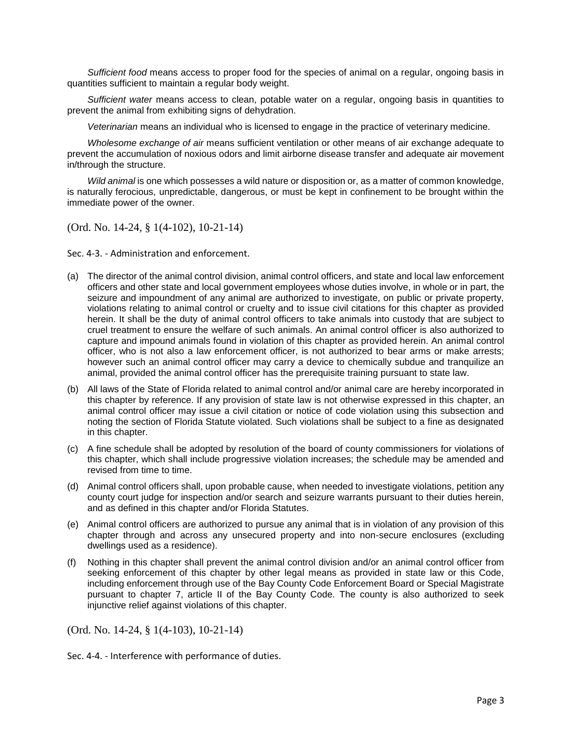*Sufficient food* means access to proper food for the species of animal on a regular, ongoing basis in quantities sufficient to maintain a regular body weight.

*Sufficient water* means access to clean, potable water on a regular, ongoing basis in quantities to prevent the animal from exhibiting signs of dehydration.

*Veterinarian* means an individual who is licensed to engage in the practice of veterinary medicine.

*Wholesome exchange of air* means sufficient ventilation or other means of air exchange adequate to prevent the accumulation of noxious odors and limit airborne disease transfer and adequate air movement in/through the structure.

*Wild animal* is one which possesses a wild nature or disposition or, as a matter of common knowledge, is naturally ferocious, unpredictable, dangerous, or must be kept in confinement to be brought within the immediate power of the owner.

(Ord. No. 14-24, § 1(4-102), 10-21-14)

### Sec. 4-3. - Administration and enforcement.

(a) The director of the animal control division, animal control officers, and state and local law enforcement officers and other state and local government employees whose duties involve, in whole or in part, the seizure and impoundment of any animal are authorized to investigate, on public or private property, violations relating to animal control or cruelty and to issue civil citations for this chapter as provided herein. It shall be the duty of animal control officers to take animals into custody that are subject to cruel treatment to ensure the welfare of such animals. An animal control officer is also authorized to capture and impound animals found in violation of this chapter as provided herein. An animal control officer, who is not also a law enforcement officer, is not authorized to bear arms or make arrests; however such an animal control officer may carry a device to chemically subdue and tranquilize an animal, provided the animal control officer has the prerequisite training pursuant to state law.

(b) All laws of the State of Florida related to animal control and/or animal care are hereby incorporated in this chapter by reference. If any provision of state law is not otherwise expressed in this chapter, an animal control officer may issue a civil citation or notice of code violation using this subsection and noting the section of Florida Statute violated. Such violations shall be subject to a fine as designated in this chapter.

(c) A fine schedule shall be adopted by resolution of the board of county commissioners for violations of this chapter, which shall include progressive violation increases; the schedule may be amended and revised from time to time.

(d) Animal control officers shall, upon probable cause, when needed to investigate violations, petition any county court judge for inspection and/or search and seizure warrants pursuant to their duties herein, and as defined in this chapter and/or Florida Statutes.

(e) Animal control officers are authorized to pursue any animal that is in violation of any provision of this chapter through and across any unsecured property and into non-secure enclosures (excluding dwellings used as a residence).

(f) Nothing in this chapter shall prevent the animal control division and/or an animal control officer from seeking enforcement of this chapter by other legal means as provided in state law or this Code, including enforcement through use of the Bay County Code Enforcement Board or Special Magistrate pursuant to chapter 7, article II of the Bay County Code. The county is also authorized to seek injunctive relief against violations of this chapter.

(Ord. No. 14-24, § 1(4-103), 10-21-14)

### Sec. 4-4. - Interference with performance of duties.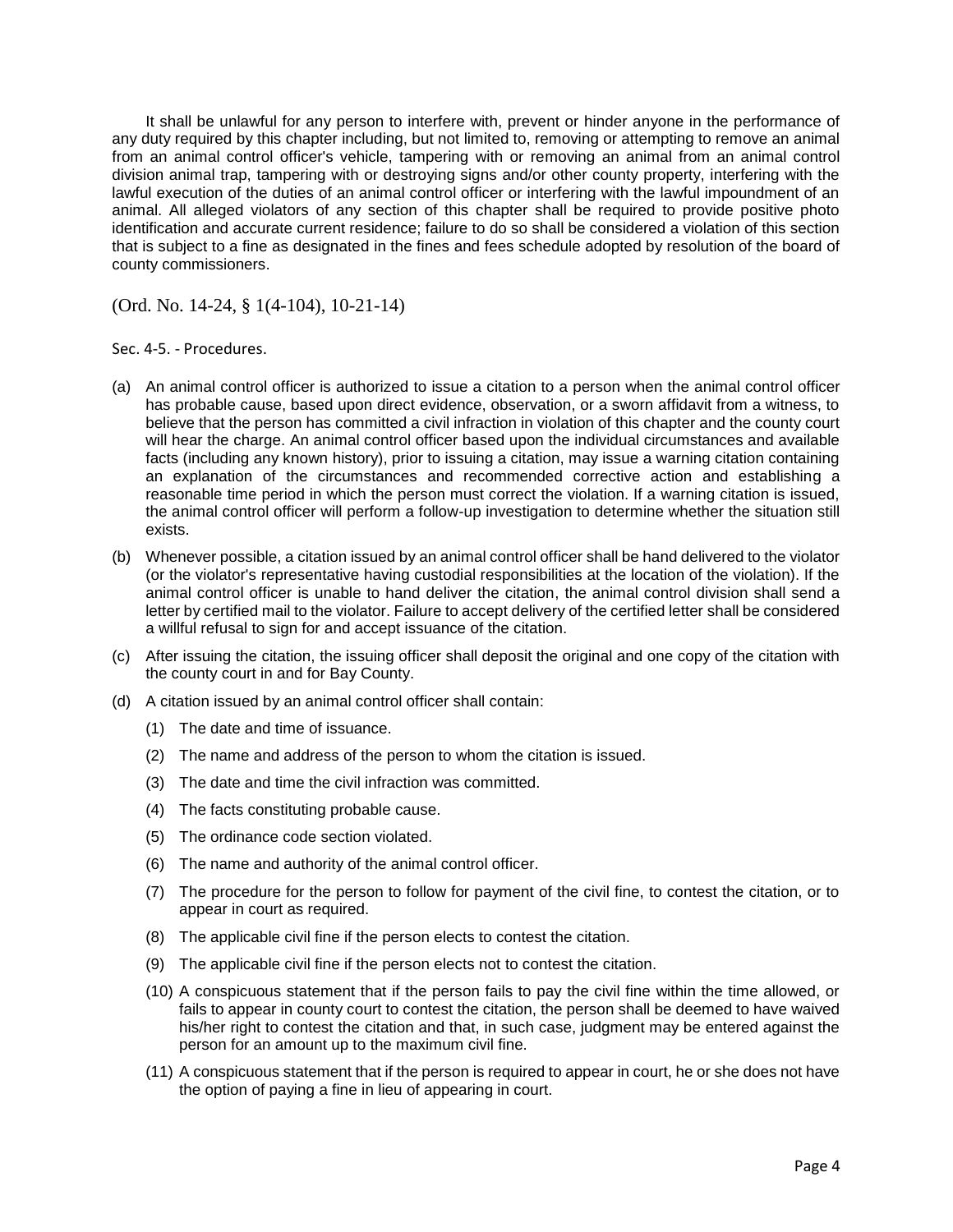It shall be unlawful for any person to interfere with, prevent or hinder anyone in the performance of any duty required by this chapter including, but not limited to, removing or attempting to remove an animal from an animal control officer's vehicle, tampering with or removing an animal from an animal control division animal trap, tampering with or destroying signs and/or other county property, interfering with the lawful execution of the duties of an animal control officer or interfering with the lawful impoundment of an animal. All alleged violators of any section of this chapter shall be required to provide positive photo identification and accurate current residence; failure to do so shall be considered a violation of this section that is subject to a fine as designated in the fines and fees schedule adopted by resolution of the board of county commissioners.

(Ord. No. 14-24, § 1(4-104), 10-21-14)

Sec. 4-5. - Procedures.

(a) An animal control officer is authorized to issue a citation to a person when the animal control officer has probable cause, based upon direct evidence, observation, or a sworn affidavit from a witness, to believe that the person has committed a civil infraction in violation of this chapter and the county court will hear the charge. An animal control officer based upon the individual circumstances and available facts (including any known history), prior to issuing a citation, may issue a warning citation containing an explanation of the circumstances and recommended corrective action and establishing a reasonable time period in which the person must correct the violation. If a warning citation is issued, the animal control officer will perform a follow-up investigation to determine whether the situation still exists.

(b) Whenever possible, a citation issued by an animal control officer shall be hand delivered to the violator (or the violator's representative having custodial responsibilities at the location of the violation). If the animal control officer is unable to hand deliver the citation, the animal control division shall send a letter by certified mail to the violator. Failure to accept delivery of the certified letter shall be considered a willful refusal to sign for and accept issuance of the citation.

(c) After issuing the citation, the issuing officer shall deposit the original and one copy of the citation with the county court in and for Bay County.

(d) A citation issued by an animal control officer shall contain:

  (1) The date and time of issuance.

  (2) The name and address of the person to whom the citation is issued.

  (3) The date and time the civil infraction was committed.

  (4) The facts constituting probable cause.

  (5) The ordinance code section violated.

  (6) The name and authority of the animal control officer.

  (7) The procedure for the person to follow for payment of the civil fine, to contest the citation, or to appear in court as required.

  (8) The applicable civil fine if the person elects to contest the citation.

  (9) The applicable civil fine if the person elects not to contest the citation.

  (10) A conspicuous statement that if the person fails to pay the civil fine within the time allowed, or fails to appear in county court to contest the citation, the person shall be deemed to have waived his/her right to contest the citation and that, in such case, judgment may be entered against the person for an amount up to the maximum civil fine.

  (11) A conspicuous statement that if the person is required to appear in court, he or she does not have the option of paying a fine in lieu of appearing in court.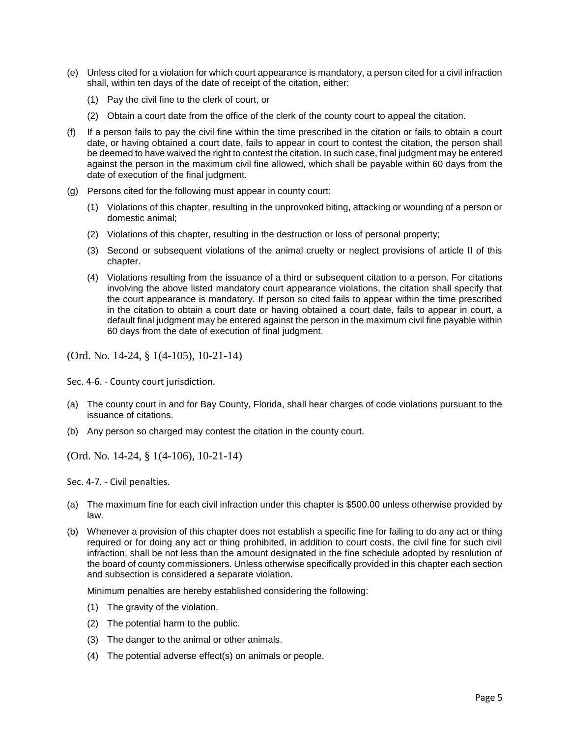(e) Unless cited for a violation for which court appearance is mandatory, a person cited for a civil infraction shall, within ten days of the date of receipt of the citation, either:

  (1) Pay the civil fine to the clerk of court, or

  (2) Obtain a court date from the office of the clerk of the county court to appeal the citation.

(f) If a person fails to pay the civil fine within the time prescribed in the citation or fails to obtain a court date, or having obtained a court date, fails to appear in court to contest the citation, the person shall be deemed to have waived the right to contest the citation. In such case, final judgment may be entered against the person in the maximum civil fine allowed, which shall be payable within 60 days from the date of execution of the final judgment.

(g) Persons cited for the following must appear in county court:

  (1) Violations of this chapter, resulting in the unprovoked biting, attacking or wounding of a person or domestic animal;

  (2) Violations of this chapter, resulting in the destruction or loss of personal property;

  (3) Second or subsequent violations of the animal cruelty or neglect provisions of article II of this chapter.

  (4) Violations resulting from the issuance of a third or subsequent citation to a person. For citations involving the above listed mandatory court appearance violations, the citation shall specify that the court appearance is mandatory. If person so cited fails to appear within the time prescribed in the citation to obtain a court date or having obtained a court date, fails to appear in court, a default final judgment may be entered against the person in the maximum civil fine payable within 60 days from the date of execution of final judgment.

(Ord. No. 14-24, § 1(4-105), 10-21-14)

Sec. 4-6. - County court jurisdiction.

(a) The county court in and for Bay County, Florida, shall hear charges of code violations pursuant to the issuance of citations.

(b) Any person so charged may contest the citation in the county court.

(Ord. No. 14-24, § 1(4-106), 10-21-14)

Sec. 4-7. - Civil penalties.

(a) The maximum fine for each civil infraction under this chapter is $500.00 unless otherwise provided by law.

(b) Whenever a provision of this chapter does not establish a specific fine for failing to do any act or thing required or for doing any act or thing prohibited, in addition to court costs, the civil fine for such civil infraction, shall be not less than the amount designated in the fine schedule adopted by resolution of the board of county commissioners. Unless otherwise specifically provided in this chapter each section and subsection is considered a separate violation.

  Minimum penalties are hereby established considering the following:

  (1) The gravity of the violation.

  (2) The potential harm to the public.

  (3) The danger to the animal or other animals.

  (4) The potential adverse effect(s) on animals or people.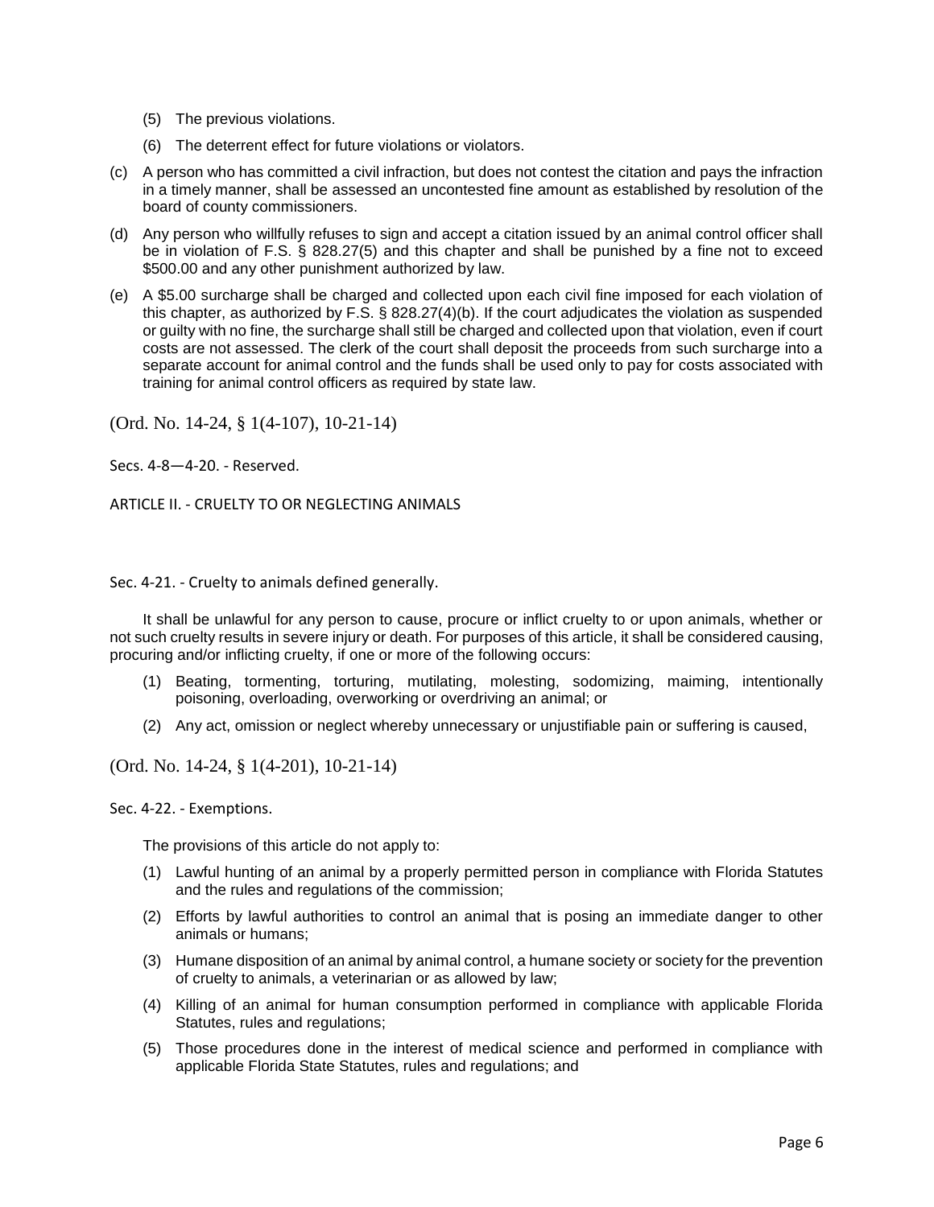(5) The previous violations.

(6) The deterrent effect for future violations or violators.

(c) A person who has committed a civil infraction, but does not contest the citation and pays the infraction in a timely manner, shall be assessed an uncontested fine amount as established by resolution of the board of county commissioners.

(d) Any person who willfully refuses to sign and accept a citation issued by an animal control officer shall be in violation of F.S. § 828.27(5) and this chapter and shall be punished by a fine not to exceed \$500.00 and any other punishment authorized by law.

(e) A \$5.00 surcharge shall be charged and collected upon each civil fine imposed for each violation of this chapter, as authorized by F.S. § 828.27(4)(b). If the court adjudicates the violation as suspended or guilty with no fine, the surcharge shall still be charged and collected upon that violation, even if court costs are not assessed. The clerk of the court shall deposit the proceeds from such surcharge into a separate account for animal control and the funds shall be used only to pay for costs associated with training for animal control officers as required by state law.

(Ord. No. 14-24, § 1(4-107), 10-21-14)

Secs. 4-8—4-20. - Reserved.

## ARTICLE II. - CRUELTY TO OR NEGLECTING ANIMALS

### Sec. 4-21. - Cruelty to animals defined generally.

It shall be unlawful for any person to cause, procure or inflict cruelty to or upon animals, whether or not such cruelty results in severe injury or death. For purposes of this article, it shall be considered causing, procuring and/or inflicting cruelty, if one or more of the following occurs:

(1) Beating, tormenting, torturing, mutilating, molesting, sodomizing, maiming, intentionally poisoning, overloading, overworking or overdriving an animal; or

(2) Any act, omission or neglect whereby unnecessary or unjustifiable pain or suffering is caused,

(Ord. No. 14-24, § 1(4-201), 10-21-14)

### Sec. 4-22. - Exemptions.

The provisions of this article do not apply to:

(1) Lawful hunting of an animal by a properly permitted person in compliance with Florida Statutes and the rules and regulations of the commission;

(2) Efforts by lawful authorities to control an animal that is posing an immediate danger to other animals or humans;

(3) Humane disposition of an animal by animal control, a humane society or society for the prevention of cruelty to animals, a veterinarian or as allowed by law;

(4) Killing of an animal for human consumption performed in compliance with applicable Florida Statutes, rules and regulations;

(5) Those procedures done in the interest of medical science and performed in compliance with applicable Florida State Statutes, rules and regulations; and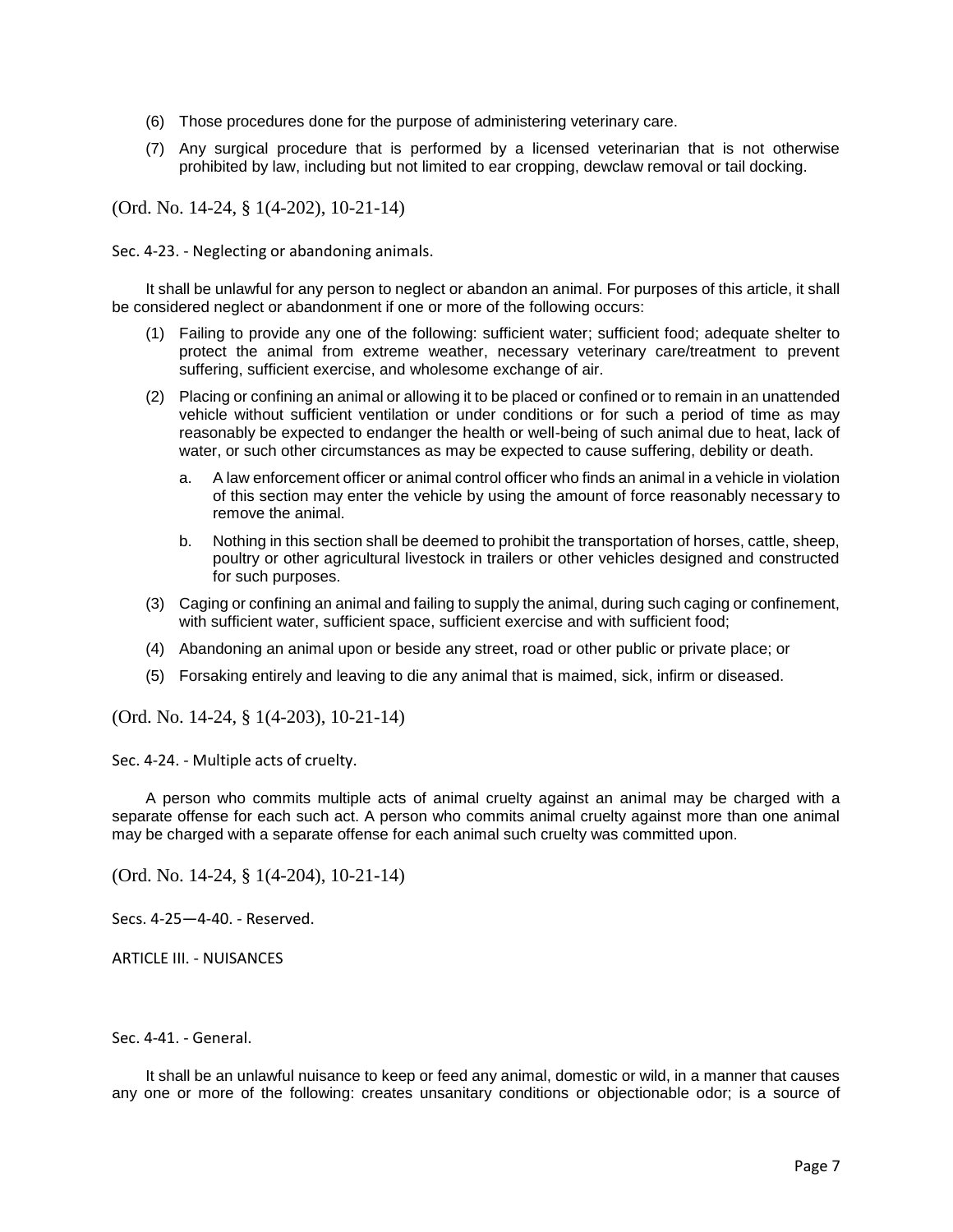(6) Those procedures done for the purpose of administering veterinary care.

(7) Any surgical procedure that is performed by a licensed veterinarian that is not otherwise prohibited by law, including but not limited to ear cropping, dewclaw removal or tail docking.

(Ord. No. 14-24, § 1(4-202), 10-21-14)

Sec. 4-23. - Neglecting or abandoning animals.

It shall be unlawful for any person to neglect or abandon an animal. For purposes of this article, it shall be considered neglect or abandonment if one or more of the following occurs:

(1) Failing to provide any one of the following: sufficient water; sufficient food; adequate shelter to protect the animal from extreme weather, necessary veterinary care/treatment to prevent suffering, sufficient exercise, and wholesome exchange of air.

(2) Placing or confining an animal or allowing it to be placed or confined or to remain in an unattended vehicle without sufficient ventilation or under conditions or for such a period of time as may reasonably be expected to endanger the health or well-being of such animal due to heat, lack of water, or such other circumstances as may be expected to cause suffering, debility or death.

   a. A law enforcement officer or animal control officer who finds an animal in a vehicle in violation of this section may enter the vehicle by using the amount of force reasonably necessary to remove the animal.

   b. Nothing in this section shall be deemed to prohibit the transportation of horses, cattle, sheep, poultry or other agricultural livestock in trailers or other vehicles designed and constructed for such purposes.

(3) Caging or confining an animal and failing to supply the animal, during such caging or confinement, with sufficient water, sufficient space, sufficient exercise and with sufficient food;

(4) Abandoning an animal upon or beside any street, road or other public or private place; or

(5) Forsaking entirely and leaving to die any animal that is maimed, sick, infirm or diseased.

(Ord. No. 14-24, § 1(4-203), 10-21-14)

Sec. 4-24. - Multiple acts of cruelty.

A person who commits multiple acts of animal cruelty against an animal may be charged with a separate offense for each such act. A person who commits animal cruelty against more than one animal may be charged with a separate offense for each animal such cruelty was committed upon.

(Ord. No. 14-24, § 1(4-204), 10-21-14)

Secs. 4-25—4-40. - Reserved.

ARTICLE III. - NUISANCES

Sec. 4-41. - General.

It shall be an unlawful nuisance to keep or feed any animal, domestic or wild, in a manner that causes any one or more of the following: creates unsanitary conditions or objectionable odor; is a source of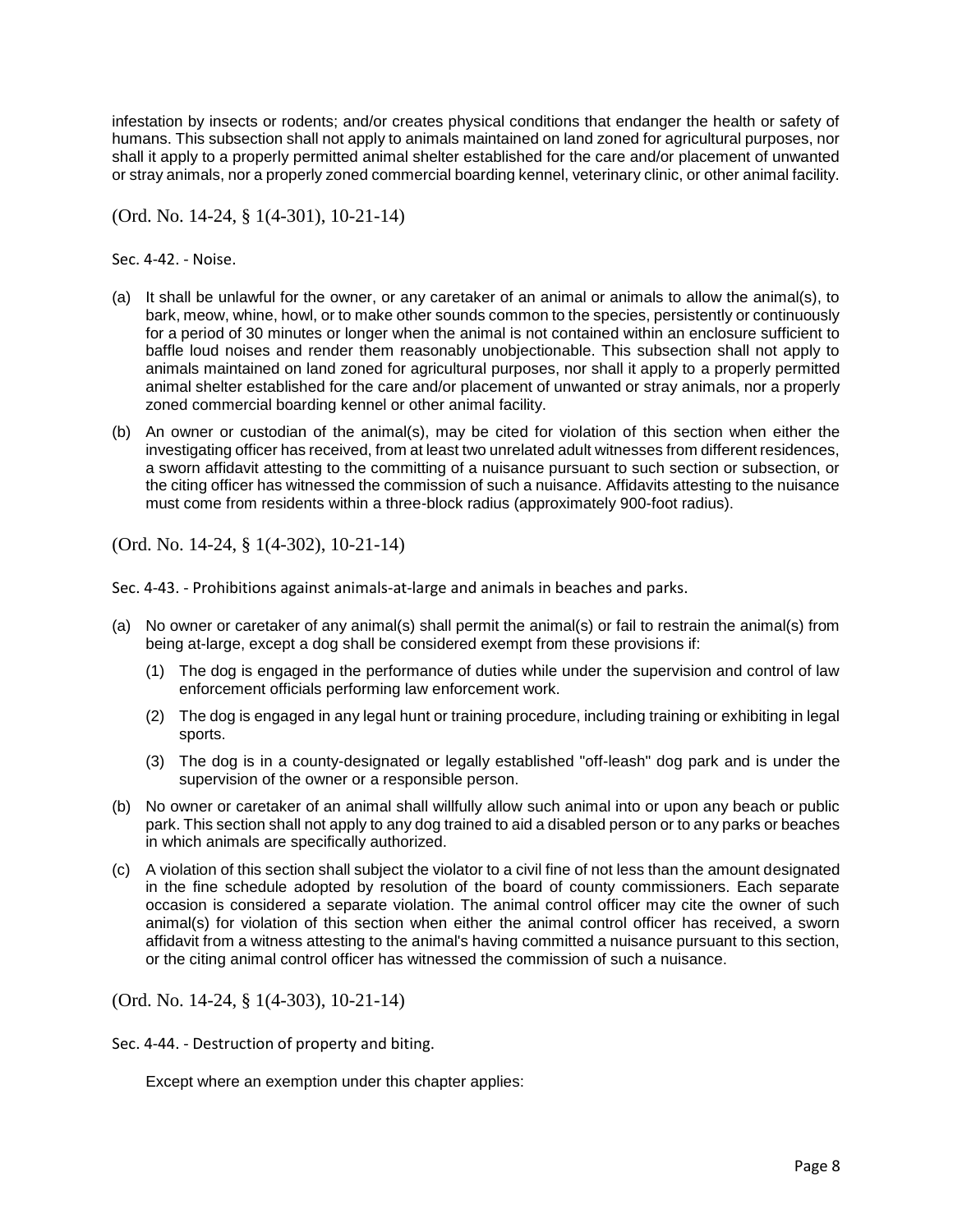infestation by insects or rodents; and/or creates physical conditions that endanger the health or safety of humans. This subsection shall not apply to animals maintained on land zoned for agricultural purposes, nor shall it apply to a properly permitted animal shelter established for the care and/or placement of unwanted or stray animals, nor a properly zoned commercial boarding kennel, veterinary clinic, or other animal facility.

(Ord. No. 14-24, § 1(4-301), 10-21-14)

Sec. 4-42. - Noise.

(a) It shall be unlawful for the owner, or any caretaker of an animal or animals to allow the animal(s), to bark, meow, whine, howl, or to make other sounds common to the species, persistently or continuously for a period of 30 minutes or longer when the animal is not contained within an enclosure sufficient to baffle loud noises and render them reasonably unobjectionable. This subsection shall not apply to animals maintained on land zoned for agricultural purposes, nor shall it apply to a properly permitted animal shelter established for the care and/or placement of unwanted or stray animals, nor a properly zoned commercial boarding kennel or other animal facility.

(b) An owner or custodian of the animal(s), may be cited for violation of this section when either the investigating officer has received, from at least two unrelated adult witnesses from different residences, a sworn affidavit attesting to the committing of a nuisance pursuant to such section or subsection, or the citing officer has witnessed the commission of such a nuisance. Affidavits attesting to the nuisance must come from residents within a three-block radius (approximately 900-foot radius).

(Ord. No. 14-24, § 1(4-302), 10-21-14)

Sec. 4-43. - Prohibitions against animals-at-large and animals in beaches and parks.

(a) No owner or caretaker of any animal(s) shall permit the animal(s) or fail to restrain the animal(s) from being at-large, except a dog shall be considered exempt from these provisions if:

    (1) The dog is engaged in the performance of duties while under the supervision and control of law enforcement officials performing law enforcement work.

    (2) The dog is engaged in any legal hunt or training procedure, including training or exhibiting in legal sports.

    (3) The dog is in a county-designated or legally established "off-leash" dog park and is under the supervision of the owner or a responsible person.

(b) No owner or caretaker of an animal shall willfully allow such animal into or upon any beach or public park. This section shall not apply to any dog trained to aid a disabled person or to any parks or beaches in which animals are specifically authorized.

(c) A violation of this section shall subject the violator to a civil fine of not less than the amount designated in the fine schedule adopted by resolution of the board of county commissioners. Each separate occasion is considered a separate violation. The animal control officer may cite the owner of such animal(s) for violation of this section when either the animal control officer has received, a sworn affidavit from a witness attesting to the animal's having committed a nuisance pursuant to this section, or the citing animal control officer has witnessed the commission of such a nuisance.

(Ord. No. 14-24, § 1(4-303), 10-21-14)

Sec. 4-44. - Destruction of property and biting.

Except where an exemption under this chapter applies: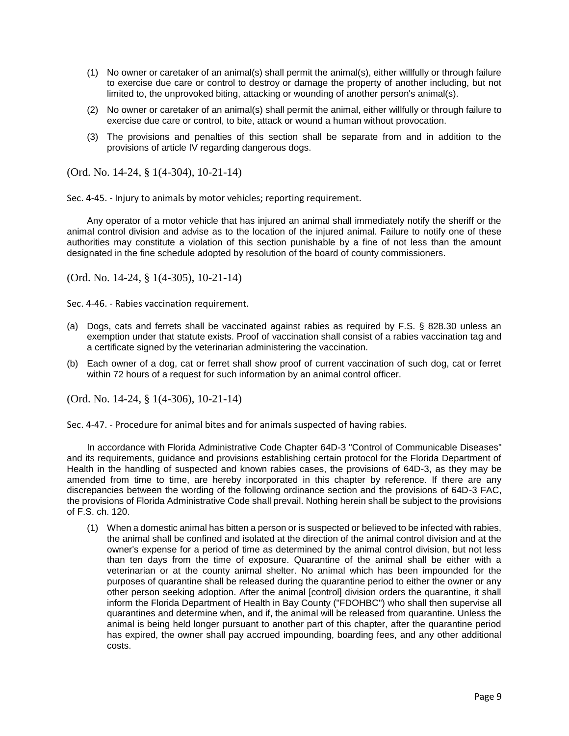(1) No owner or caretaker of an animal(s) shall permit the animal(s), either willfully or through failure to exercise due care or control to destroy or damage the property of another including, but not limited to, the unprovoked biting, attacking or wounding of another person's animal(s).

(2) No owner or caretaker of an animal(s) shall permit the animal, either willfully or through failure to exercise due care or control, to bite, attack or wound a human without provocation.

(3) The provisions and penalties of this section shall be separate from and in addition to the provisions of article IV regarding dangerous dogs.

(Ord. No. 14-24, § 1(4-304), 10-21-14)

Sec. 4-45. - Injury to animals by motor vehicles; reporting requirement.

Any operator of a motor vehicle that has injured an animal shall immediately notify the sheriff or the animal control division and advise as to the location of the injured animal. Failure to notify one of these authorities may constitute a violation of this section punishable by a fine of not less than the amount designated in the fine schedule adopted by resolution of the board of county commissioners.

(Ord. No. 14-24, § 1(4-305), 10-21-14)

Sec. 4-46. - Rabies vaccination requirement.

(a) Dogs, cats and ferrets shall be vaccinated against rabies as required by F.S. § 828.30 unless an exemption under that statute exists. Proof of vaccination shall consist of a rabies vaccination tag and a certificate signed by the veterinarian administering the vaccination.

(b) Each owner of a dog, cat or ferret shall show proof of current vaccination of such dog, cat or ferret within 72 hours of a request for such information by an animal control officer.

(Ord. No. 14-24, § 1(4-306), 10-21-14)

Sec. 4-47. - Procedure for animal bites and for animals suspected of having rabies.

In accordance with Florida Administrative Code Chapter 64D-3 "Control of Communicable Diseases" and its requirements, guidance and provisions establishing certain protocol for the Florida Department of Health in the handling of suspected and known rabies cases, the provisions of 64D-3, as they may be amended from time to time, are hereby incorporated in this chapter by reference. If there are any discrepancies between the wording of the following ordinance section and the provisions of 64D-3 FAC, the provisions of Florida Administrative Code shall prevail. Nothing herein shall be subject to the provisions of F.S. ch. 120.

(1) When a domestic animal has bitten a person or is suspected or believed to be infected with rabies, the animal shall be confined and isolated at the direction of the animal control division and at the owner's expense for a period of time as determined by the animal control division, but not less than ten days from the time of exposure. Quarantine of the animal shall be either with a veterinarian or at the county animal shelter. No animal which has been impounded for the purposes of quarantine shall be released during the quarantine period to either the owner or any other person seeking adoption. After the animal [control] division orders the quarantine, it shall inform the Florida Department of Health in Bay County ("FDOHBC") who shall then supervise all quarantines and determine when, and if, the animal will be released from quarantine. Unless the animal is being held longer pursuant to another part of this chapter, after the quarantine period has expired, the owner shall pay accrued impounding, boarding fees, and any other additional costs.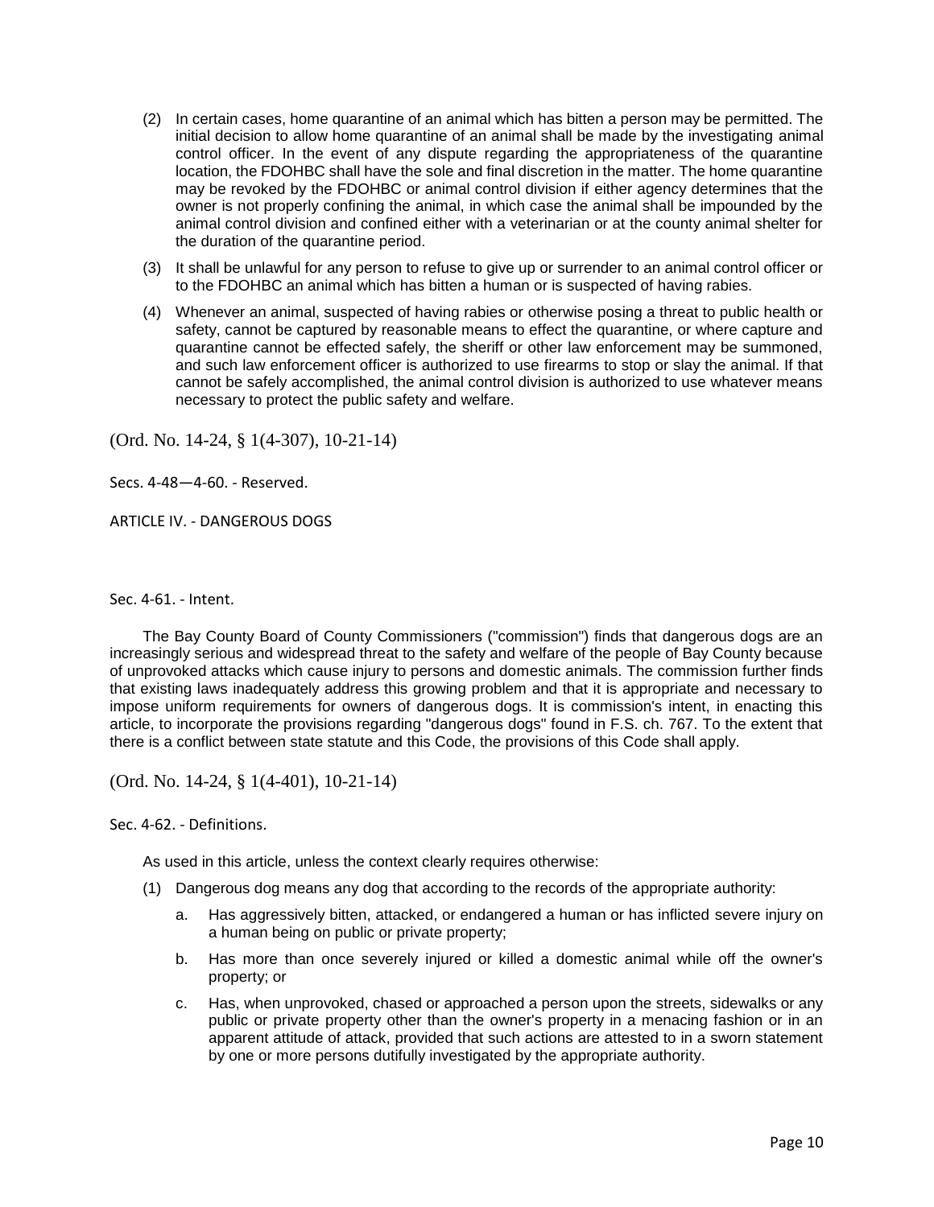(2) In certain cases, home quarantine of an animal which has bitten a person may be permitted. The initial decision to allow home quarantine of an animal shall be made by the investigating animal control officer. In the event of any dispute regarding the appropriateness of the quarantine location, the FDOHBC shall have the sole and final discretion in the matter. The home quarantine may be revoked by the FDOHBC or animal control division if either agency determines that the owner is not properly confining the animal, in which case the animal shall be impounded by the animal control division and confined either with a veterinarian or at the county animal shelter for the duration of the quarantine period.

(3) It shall be unlawful for any person to refuse to give up or surrender to an animal control officer or to the FDOHBC an animal which has bitten a human or is suspected of having rabies.

(4) Whenever an animal, suspected of having rabies or otherwise posing a threat to public health or safety, cannot be captured by reasonable means to effect the quarantine, or where capture and quarantine cannot be effected safely, the sheriff or other law enforcement may be summoned, and such law enforcement officer is authorized to use firearms to stop or slay the animal. If that cannot be safely accomplished, the animal control division is authorized to use whatever means necessary to protect the public safety and welfare.

(Ord. No. 14-24, § 1(4-307), 10-21-14)

Secs. 4-48—4-60. - Reserved.

## ARTICLE IV. - DANGEROUS DOGS

### Sec. 4-61. - Intent.

The Bay County Board of County Commissioners ("commission") finds that dangerous dogs are an increasingly serious and widespread threat to the safety and welfare of the people of Bay County because of unprovoked attacks which cause injury to persons and domestic animals. The commission further finds that existing laws inadequately address this growing problem and that it is appropriate and necessary to impose uniform requirements for owners of dangerous dogs. It is commission's intent, in enacting this article, to incorporate the provisions regarding "dangerous dogs" found in F.S. ch. 767. To the extent that there is a conflict between state statute and this Code, the provisions of this Code shall apply.

(Ord. No. 14-24, § 1(4-401), 10-21-14)

### Sec. 4-62. - Definitions.

As used in this article, unless the context clearly requires otherwise:

(1) Dangerous dog means any dog that according to the records of the appropriate authority:

  a. Has aggressively bitten, attacked, or endangered a human or has inflicted severe injury on a human being on public or private property;

  b. Has more than once severely injured or killed a domestic animal while off the owner's property; or

  c. Has, when unprovoked, chased or approached a person upon the streets, sidewalks or any public or private property other than the owner's property in a menacing fashion or in an apparent attitude of attack, provided that such actions are attested to in a sworn statement by one or more persons dutifully investigated by the appropriate authority.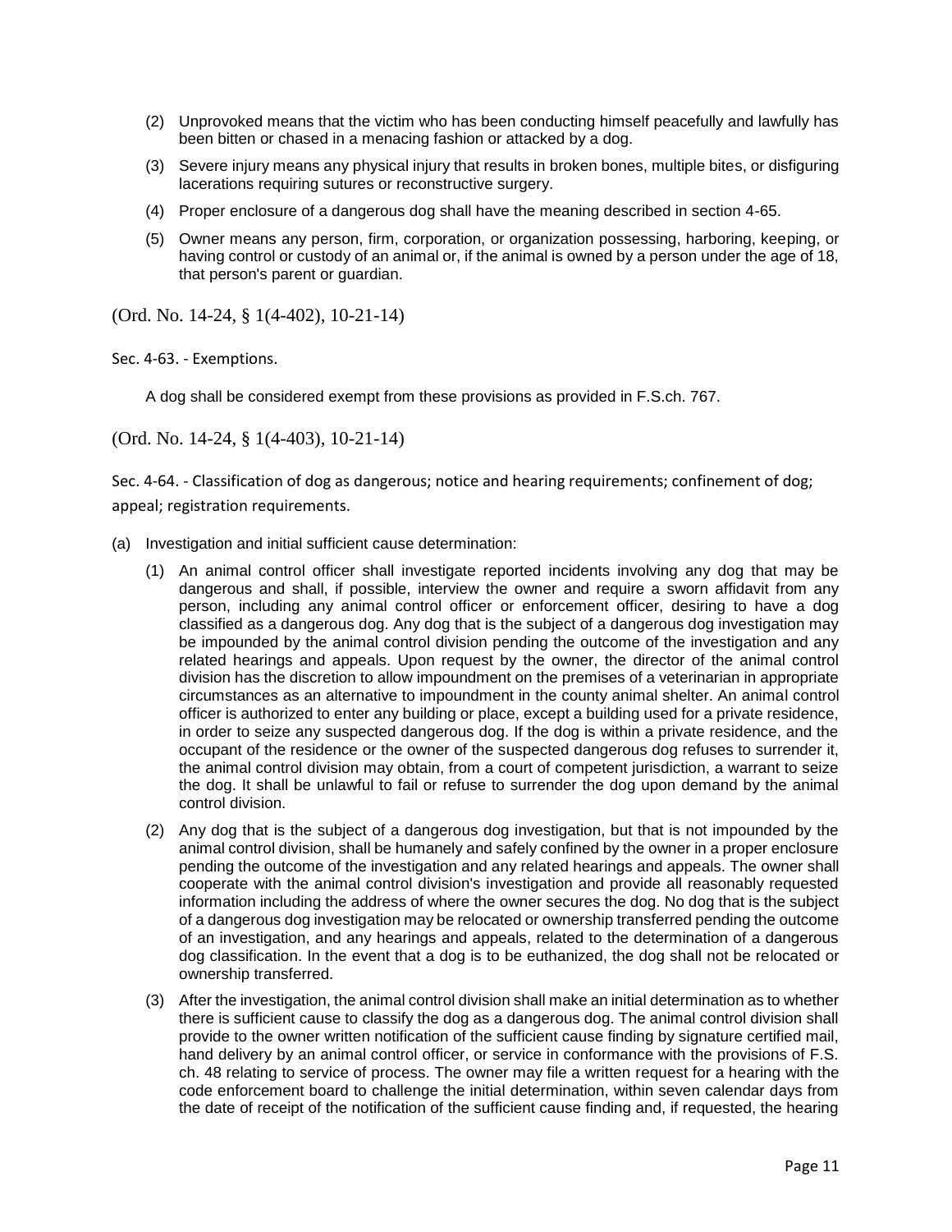(2) Unprovoked means that the victim who has been conducting himself peacefully and lawfully has been bitten or chased in a menacing fashion or attacked by a dog.

(3) Severe injury means any physical injury that results in broken bones, multiple bites, or disfiguring lacerations requiring sutures or reconstructive surgery.

(4) Proper enclosure of a dangerous dog shall have the meaning described in section 4-65.

(5) Owner means any person, firm, corporation, or organization possessing, harboring, keeping, or having control or custody of an animal or, if the animal is owned by a person under the age of 18, that person's parent or guardian.

(Ord. No. 14-24, § 1(4-402), 10-21-14)

Sec. 4-63. - Exemptions.

A dog shall be considered exempt from these provisions as provided in F.S.ch. 767.

(Ord. No. 14-24, § 1(4-403), 10-21-14)

Sec. 4-64. - Classification of dog as dangerous; notice and hearing requirements; confinement of dog; appeal; registration requirements.

(a) Investigation and initial sufficient cause determination:

(1) An animal control officer shall investigate reported incidents involving any dog that may be dangerous and shall, if possible, interview the owner and require a sworn affidavit from any person, including any animal control officer or enforcement officer, desiring to have a dog classified as a dangerous dog. Any dog that is the subject of a dangerous dog investigation may be impounded by the animal control division pending the outcome of the investigation and any related hearings and appeals. Upon request by the owner, the director of the animal control division has the discretion to allow impoundment on the premises of a veterinarian in appropriate circumstances as an alternative to impoundment in the county animal shelter. An animal control officer is authorized to enter any building or place, except a building used for a private residence, in order to seize any suspected dangerous dog. If the dog is within a private residence, and the occupant of the residence or the owner of the suspected dangerous dog refuses to surrender it, the animal control division may obtain, from a court of competent jurisdiction, a warrant to seize the dog. It shall be unlawful to fail or refuse to surrender the dog upon demand by the animal control division.

(2) Any dog that is the subject of a dangerous dog investigation, but that is not impounded by the animal control division, shall be humanely and safely confined by the owner in a proper enclosure pending the outcome of the investigation and any related hearings and appeals. The owner shall cooperate with the animal control division's investigation and provide all reasonably requested information including the address of where the owner secures the dog. No dog that is the subject of a dangerous dog investigation may be relocated or ownership transferred pending the outcome of an investigation, and any hearings and appeals, related to the determination of a dangerous dog classification. In the event that a dog is to be euthanized, the dog shall not be relocated or ownership transferred.

(3) After the investigation, the animal control division shall make an initial determination as to whether there is sufficient cause to classify the dog as a dangerous dog. The animal control division shall provide to the owner written notification of the sufficient cause finding by signature certified mail, hand delivery by an animal control officer, or service in conformance with the provisions of F.S. ch. 48 relating to service of process. The owner may file a written request for a hearing with the code enforcement board to challenge the initial determination, within seven calendar days from the date of receipt of the notification of the sufficient cause finding and, if requested, the hearing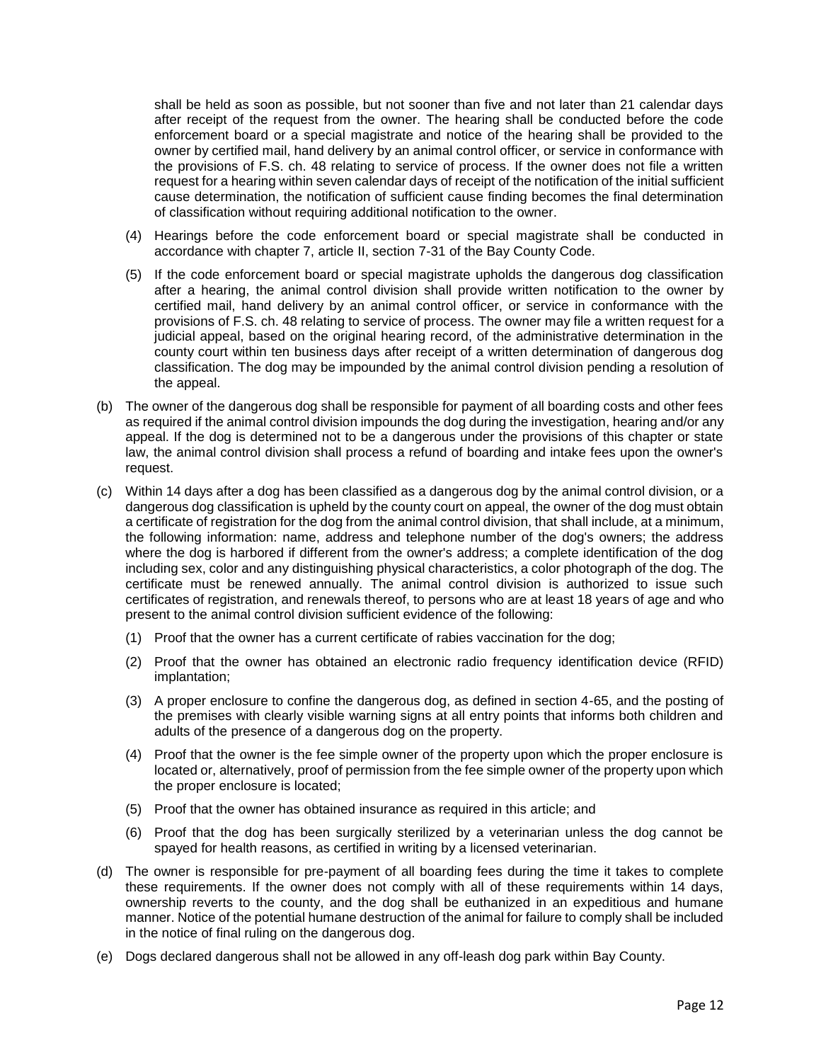shall be held as soon as possible, but not sooner than five and not later than 21 calendar days after receipt of the request from the owner. The hearing shall be conducted before the code enforcement board or a special magistrate and notice of the hearing shall be provided to the owner by certified mail, hand delivery by an animal control officer, or service in conformance with the provisions of F.S. ch. 48 relating to service of process. If the owner does not file a written request for a hearing within seven calendar days of receipt of the notification of the initial sufficient cause determination, the notification of sufficient cause finding becomes the final determination of classification without requiring additional notification to the owner.

(4) Hearings before the code enforcement board or special magistrate shall be conducted in accordance with chapter 7, article II, section 7-31 of the Bay County Code.

(5) If the code enforcement board or special magistrate upholds the dangerous dog classification after a hearing, the animal control division shall provide written notification to the owner by certified mail, hand delivery by an animal control officer, or service in conformance with the provisions of F.S. ch. 48 relating to service of process. The owner may file a written request for a judicial appeal, based on the original hearing record, of the administrative determination in the county court within ten business days after receipt of a written determination of dangerous dog classification. The dog may be impounded by the animal control division pending a resolution of the appeal.

(b) The owner of the dangerous dog shall be responsible for payment of all boarding costs and other fees as required if the animal control division impounds the dog during the investigation, hearing and/or any appeal. If the dog is determined not to be a dangerous under the provisions of this chapter or state law, the animal control division shall process a refund of boarding and intake fees upon the owner's request.

(c) Within 14 days after a dog has been classified as a dangerous dog by the animal control division, or a dangerous dog classification is upheld by the county court on appeal, the owner of the dog must obtain a certificate of registration for the dog from the animal control division, that shall include, at a minimum, the following information: name, address and telephone number of the dog's owners; the address where the dog is harbored if different from the owner's address; a complete identification of the dog including sex, color and any distinguishing physical characteristics, a color photograph of the dog. The certificate must be renewed annually. The animal control division is authorized to issue such certificates of registration, and renewals thereof, to persons who are at least 18 years of age and who present to the animal control division sufficient evidence of the following:

(1) Proof that the owner has a current certificate of rabies vaccination for the dog;

(2) Proof that the owner has obtained an electronic radio frequency identification device (RFID) implantation;

(3) A proper enclosure to confine the dangerous dog, as defined in section 4-65, and the posting of the premises with clearly visible warning signs at all entry points that informs both children and adults of the presence of a dangerous dog on the property.

(4) Proof that the owner is the fee simple owner of the property upon which the proper enclosure is located or, alternatively, proof of permission from the fee simple owner of the property upon which the proper enclosure is located;

(5) Proof that the owner has obtained insurance as required in this article; and

(6) Proof that the dog has been surgically sterilized by a veterinarian unless the dog cannot be spayed for health reasons, as certified in writing by a licensed veterinarian.

(d) The owner is responsible for pre-payment of all boarding fees during the time it takes to complete these requirements. If the owner does not comply with all of these requirements within 14 days, ownership reverts to the county, and the dog shall be euthanized in an expeditious and humane manner. Notice of the potential humane destruction of the animal for failure to comply shall be included in the notice of final ruling on the dangerous dog.

(e) Dogs declared dangerous shall not be allowed in any off-leash dog park within Bay County.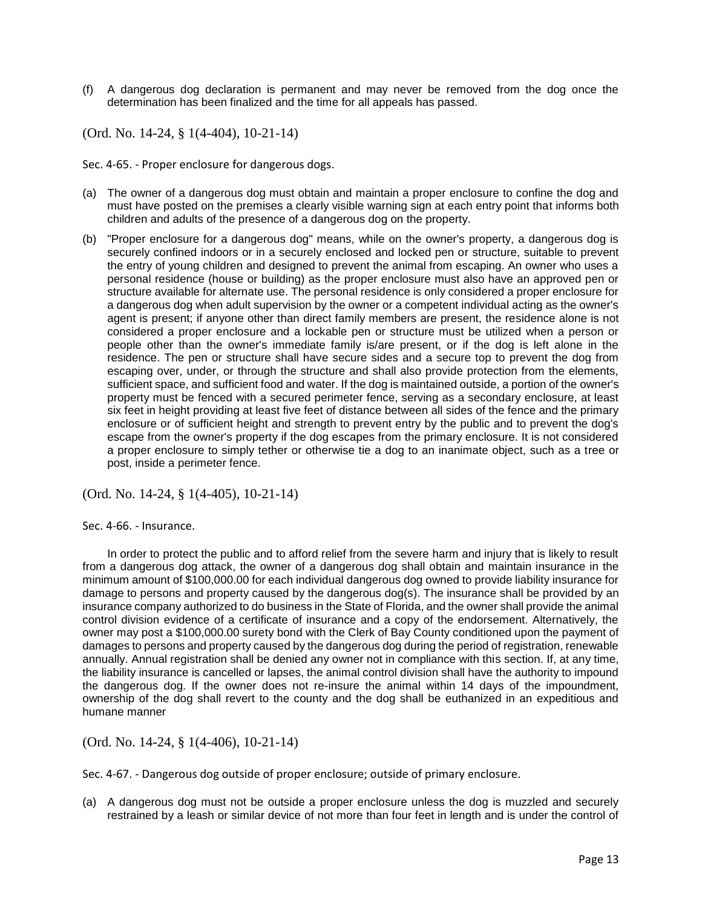(f) A dangerous dog declaration is permanent and may never be removed from the dog once the determination has been finalized and the time for all appeals has passed.

(Ord. No. 14-24, § 1(4-404), 10-21-14)

### Sec. 4-65. - Proper enclosure for dangerous dogs.

(a) The owner of a dangerous dog must obtain and maintain a proper enclosure to confine the dog and must have posted on the premises a clearly visible warning sign at each entry point that informs both children and adults of the presence of a dangerous dog on the property.

(b) "Proper enclosure for a dangerous dog" means, while on the owner's property, a dangerous dog is securely confined indoors or in a securely enclosed and locked pen or structure, suitable to prevent the entry of young children and designed to prevent the animal from escaping. An owner who uses a personal residence (house or building) as the proper enclosure must also have an approved pen or structure available for alternate use. The personal residence is only considered a proper enclosure for a dangerous dog when adult supervision by the owner or a competent individual acting as the owner's agent is present; if anyone other than direct family members are present, the residence alone is not considered a proper enclosure and a lockable pen or structure must be utilized when a person or people other than the owner's immediate family is/are present, or if the dog is left alone in the residence. The pen or structure shall have secure sides and a secure top to prevent the dog from escaping over, under, or through the structure and shall also provide protection from the elements, sufficient space, and sufficient food and water. If the dog is maintained outside, a portion of the owner's property must be fenced with a secured perimeter fence, serving as a secondary enclosure, at least six feet in height providing at least five feet of distance between all sides of the fence and the primary enclosure or of sufficient height and strength to prevent entry by the public and to prevent the dog's escape from the owner's property if the dog escapes from the primary enclosure. It is not considered a proper enclosure to simply tether or otherwise tie a dog to an inanimate object, such as a tree or post, inside a perimeter fence.

(Ord. No. 14-24, § 1(4-405), 10-21-14)

### Sec. 4-66. - Insurance.

In order to protect the public and to afford relief from the severe harm and injury that is likely to result from a dangerous dog attack, the owner of a dangerous dog shall obtain and maintain insurance in the minimum amount of $100,000.00 for each individual dangerous dog owned to provide liability insurance for damage to persons and property caused by the dangerous dog(s). The insurance shall be provided by an insurance company authorized to do business in the State of Florida, and the owner shall provide the animal control division evidence of a certificate of insurance and a copy of the endorsement. Alternatively, the owner may post a $100,000.00 surety bond with the Clerk of Bay County conditioned upon the payment of damages to persons and property caused by the dangerous dog during the period of registration, renewable annually. Annual registration shall be denied any owner not in compliance with this section. If, at any time, the liability insurance is cancelled or lapses, the animal control division shall have the authority to impound the dangerous dog. If the owner does not re-insure the animal within 14 days of the impoundment, ownership of the dog shall revert to the county and the dog shall be euthanized in an expeditious and humane manner

(Ord. No. 14-24, § 1(4-406), 10-21-14)

### Sec. 4-67. - Dangerous dog outside of proper enclosure; outside of primary enclosure.

(a) A dangerous dog must not be outside a proper enclosure unless the dog is muzzled and securely restrained by a leash or similar device of not more than four feet in length and is under the control of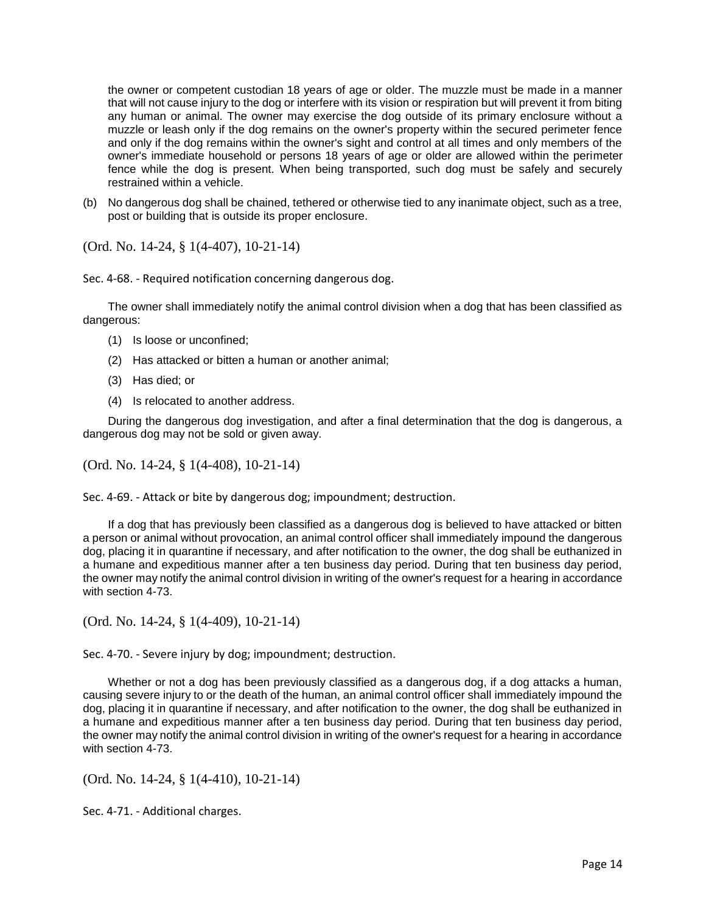the owner or competent custodian 18 years of age or older. The muzzle must be made in a manner that will not cause injury to the dog or interfere with its vision or respiration but will prevent it from biting any human or animal. The owner may exercise the dog outside of its primary enclosure without a muzzle or leash only if the dog remains on the owner's property within the secured perimeter fence and only if the dog remains within the owner's sight and control at all times and only members of the owner's immediate household or persons 18 years of age or older are allowed within the perimeter fence while the dog is present. When being transported, such dog must be safely and securely restrained within a vehicle.

(b) No dangerous dog shall be chained, tethered or otherwise tied to any inanimate object, such as a tree, post or building that is outside its proper enclosure.

(Ord. No. 14-24, § 1(4-407), 10-21-14)

Sec. 4-68. - Required notification concerning dangerous dog.

The owner shall immediately notify the animal control division when a dog that has been classified as dangerous:

(1) Is loose or unconfined;

(2) Has attacked or bitten a human or another animal;

(3) Has died; or

(4) Is relocated to another address.

During the dangerous dog investigation, and after a final determination that the dog is dangerous, a dangerous dog may not be sold or given away.

(Ord. No. 14-24, § 1(4-408), 10-21-14)

Sec. 4-69. - Attack or bite by dangerous dog; impoundment; destruction.

If a dog that has previously been classified as a dangerous dog is believed to have attacked or bitten a person or animal without provocation, an animal control officer shall immediately impound the dangerous dog, placing it in quarantine if necessary, and after notification to the owner, the dog shall be euthanized in a humane and expeditious manner after a ten business day period. During that ten business day period, the owner may notify the animal control division in writing of the owner's request for a hearing in accordance with section 4-73.

(Ord. No. 14-24, § 1(4-409), 10-21-14)

Sec. 4-70. - Severe injury by dog; impoundment; destruction.

Whether or not a dog has been previously classified as a dangerous dog, if a dog attacks a human, causing severe injury to or the death of the human, an animal control officer shall immediately impound the dog, placing it in quarantine if necessary, and after notification to the owner, the dog shall be euthanized in a humane and expeditious manner after a ten business day period. During that ten business day period, the owner may notify the animal control division in writing of the owner's request for a hearing in accordance with section 4-73.

(Ord. No. 14-24, § 1(4-410), 10-21-14)

Sec. 4-71. - Additional charges.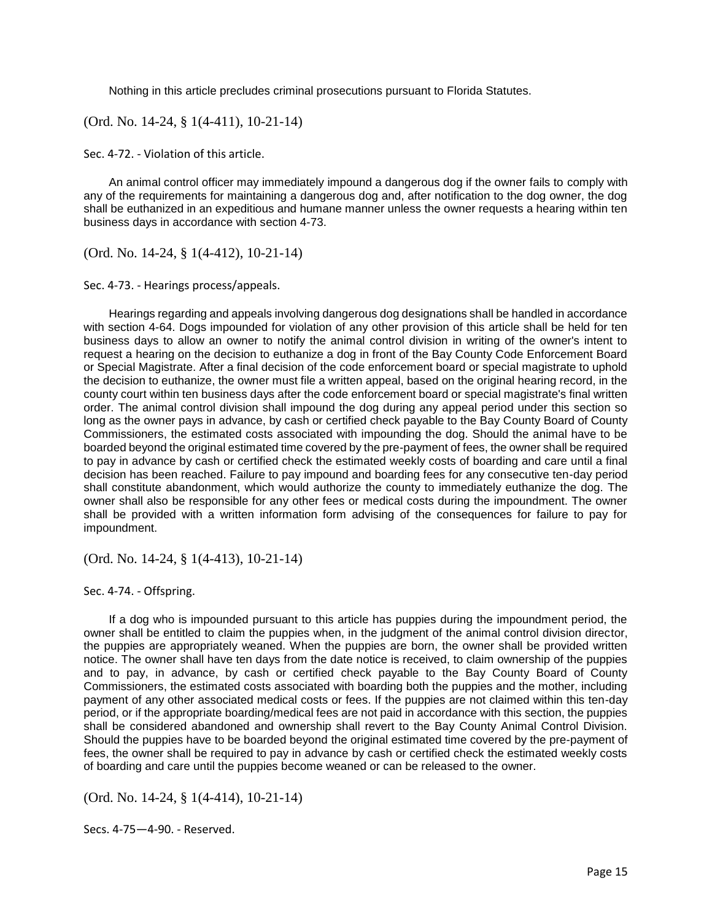Nothing in this article precludes criminal prosecutions pursuant to Florida Statutes.

(Ord. No. 14-24, § 1(4-411), 10-21-14)

Sec. 4-72. - Violation of this article.

An animal control officer may immediately impound a dangerous dog if the owner fails to comply with any of the requirements for maintaining a dangerous dog and, after notification to the dog owner, the dog shall be euthanized in an expeditious and humane manner unless the owner requests a hearing within ten business days in accordance with section 4-73.

(Ord. No. 14-24, § 1(4-412), 10-21-14)

Sec. 4-73. - Hearings process/appeals.

Hearings regarding and appeals involving dangerous dog designations shall be handled in accordance with section 4-64. Dogs impounded for violation of any other provision of this article shall be held for ten business days to allow an owner to notify the animal control division in writing of the owner's intent to request a hearing on the decision to euthanize a dog in front of the Bay County Code Enforcement Board or Special Magistrate. After a final decision of the code enforcement board or special magistrate to uphold the decision to euthanize, the owner must file a written appeal, based on the original hearing record, in the county court within ten business days after the code enforcement board or special magistrate's final written order. The animal control division shall impound the dog during any appeal period under this section so long as the owner pays in advance, by cash or certified check payable to the Bay County Board of County Commissioners, the estimated costs associated with impounding the dog. Should the animal have to be boarded beyond the original estimated time covered by the pre-payment of fees, the owner shall be required to pay in advance by cash or certified check the estimated weekly costs of boarding and care until a final decision has been reached. Failure to pay impound and boarding fees for any consecutive ten-day period shall constitute abandonment, which would authorize the county to immediately euthanize the dog. The owner shall also be responsible for any other fees or medical costs during the impoundment. The owner shall be provided with a written information form advising of the consequences for failure to pay for impoundment.

(Ord. No. 14-24, § 1(4-413), 10-21-14)

Sec. 4-74. - Offspring.

If a dog who is impounded pursuant to this article has puppies during the impoundment period, the owner shall be entitled to claim the puppies when, in the judgment of the animal control division director, the puppies are appropriately weaned. When the puppies are born, the owner shall be provided written notice. The owner shall have ten days from the date notice is received, to claim ownership of the puppies and to pay, in advance, by cash or certified check payable to the Bay County Board of County Commissioners, the estimated costs associated with boarding both the puppies and the mother, including payment of any other associated medical costs or fees. If the puppies are not claimed within this ten-day period, or if the appropriate boarding/medical fees are not paid in accordance with this section, the puppies shall be considered abandoned and ownership shall revert to the Bay County Animal Control Division. Should the puppies have to be boarded beyond the original estimated time covered by the pre-payment of fees, the owner shall be required to pay in advance by cash or certified check the estimated weekly costs of boarding and care until the puppies become weaned or can be released to the owner.

(Ord. No. 14-24, § 1(4-414), 10-21-14)

Secs. 4-75—4-90. - Reserved.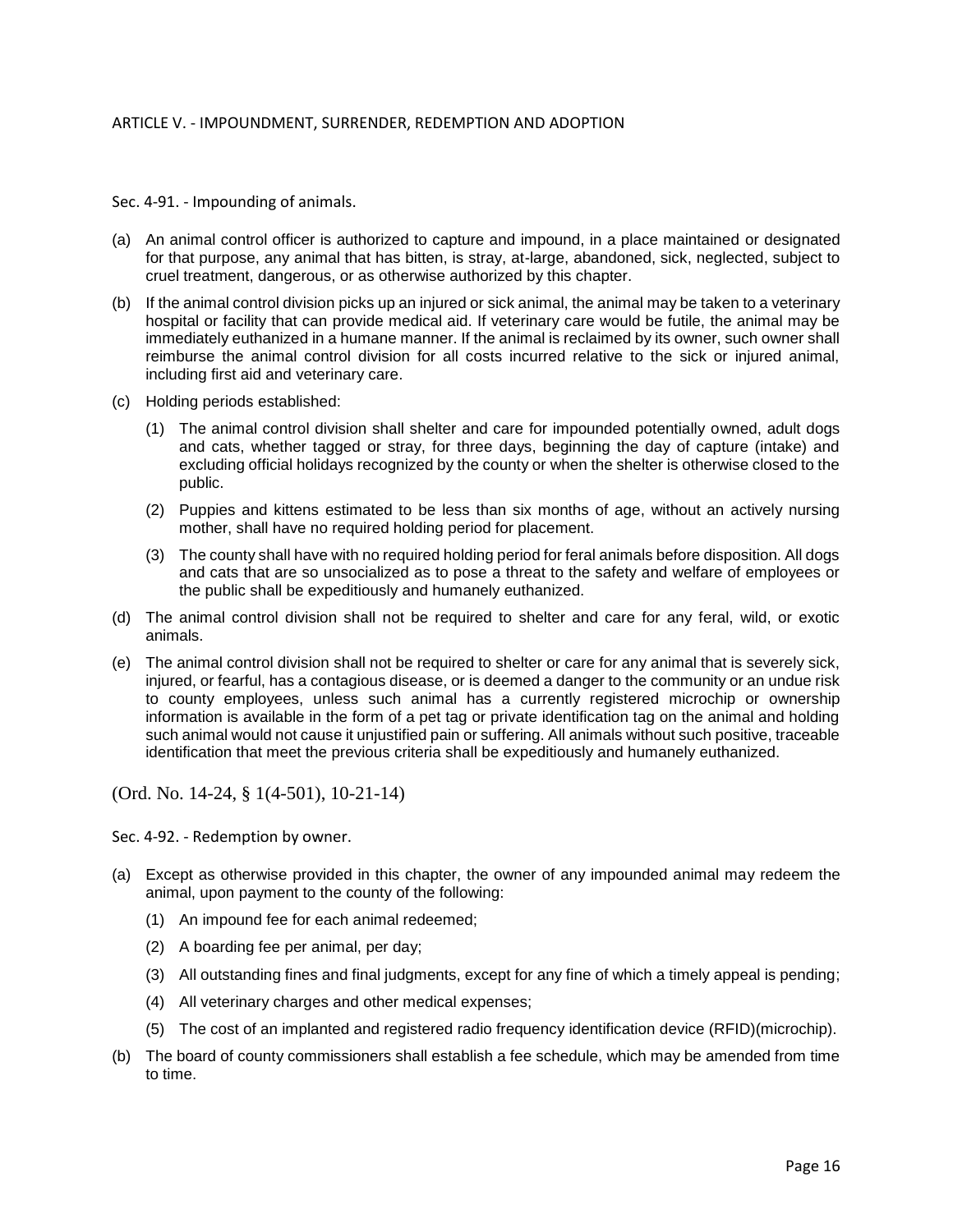## ARTICLE V. - IMPOUNDMENT, SURRENDER, REDEMPTION AND ADOPTION

### Sec. 4-91. - Impounding of animals.

(a) An animal control officer is authorized to capture and impound, in a place maintained or designated for that purpose, any animal that has bitten, is stray, at-large, abandoned, sick, neglected, subject to cruel treatment, dangerous, or as otherwise authorized by this chapter.

(b) If the animal control division picks up an injured or sick animal, the animal may be taken to a veterinary hospital or facility that can provide medical aid. If veterinary care would be futile, the animal may be immediately euthanized in a humane manner. If the animal is reclaimed by its owner, such owner shall reimburse the animal control division for all costs incurred relative to the sick or injured animal, including first aid and veterinary care.

(c) Holding periods established:

  (1) The animal control division shall shelter and care for impounded potentially owned, adult dogs and cats, whether tagged or stray, for three days, beginning the day of capture (intake) and excluding official holidays recognized by the county or when the shelter is otherwise closed to the public.

  (2) Puppies and kittens estimated to be less than six months of age, without an actively nursing mother, shall have no required holding period for placement.

  (3) The county shall have with no required holding period for feral animals before disposition. All dogs and cats that are so unsocialized as to pose a threat to the safety and welfare of employees or the public shall be expeditiously and humanely euthanized.

(d) The animal control division shall not be required to shelter and care for any feral, wild, or exotic animals.

(e) The animal control division shall not be required to shelter or care for any animal that is severely sick, injured, or fearful, has a contagious disease, or is deemed a danger to the community or an undue risk to county employees, unless such animal has a currently registered microchip or ownership information is available in the form of a pet tag or private identification tag on the animal and holding such animal would not cause it unjustified pain or suffering. All animals without such positive, traceable identification that meet the previous criteria shall be expeditiously and humanely euthanized.

(Ord. No. 14-24, § 1(4-501), 10-21-14)

### Sec. 4-92. - Redemption by owner.

(a) Except as otherwise provided in this chapter, the owner of any impounded animal may redeem the animal, upon payment to the county of the following:

  (1) An impound fee for each animal redeemed;

  (2) A boarding fee per animal, per day;

  (3) All outstanding fines and final judgments, except for any fine of which a timely appeal is pending;

  (4) All veterinary charges and other medical expenses;

  (5) The cost of an implanted and registered radio frequency identification device (RFID)(microchip).

(b) The board of county commissioners shall establish a fee schedule, which may be amended from time to time.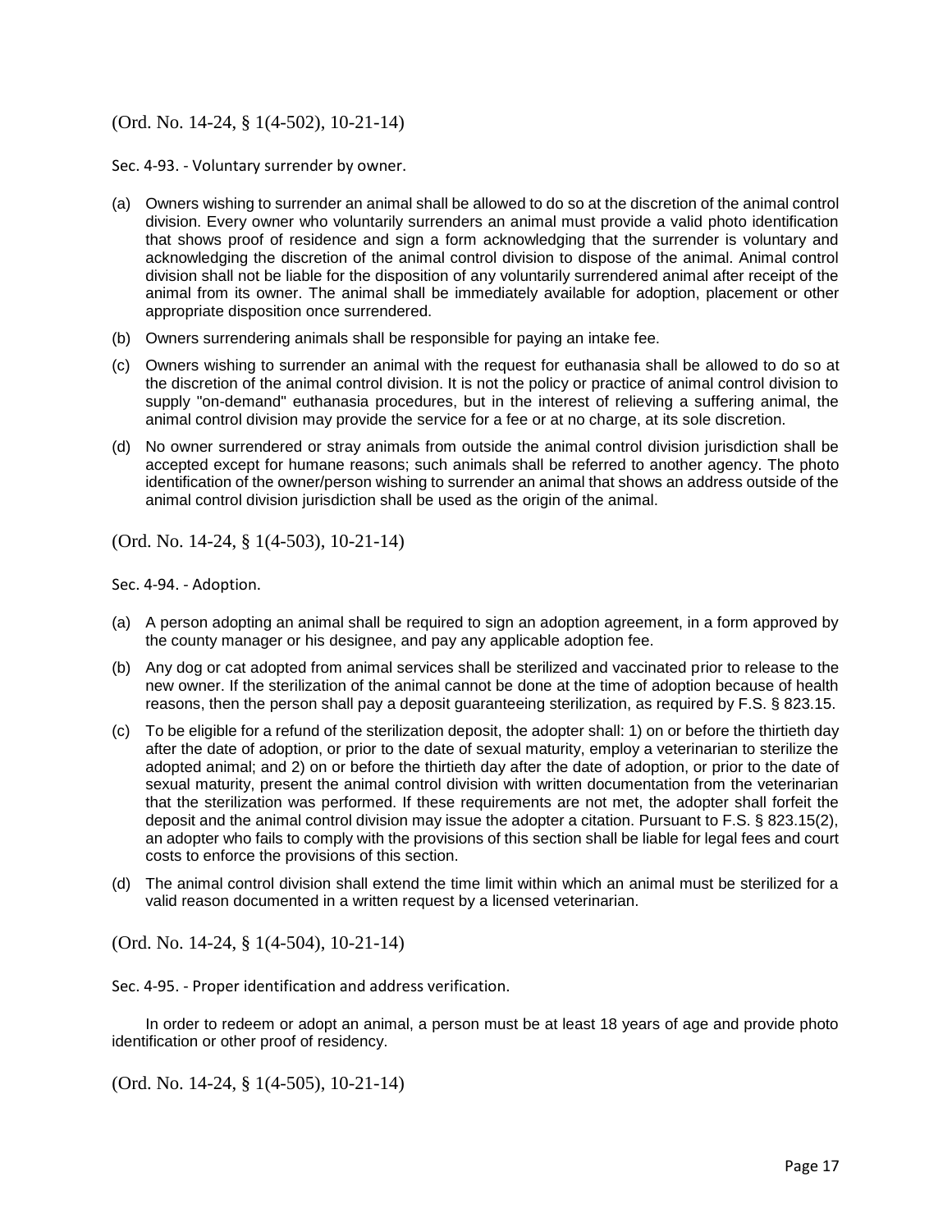(Ord. No. 14-24, § 1(4-502), 10-21-14)

Sec. 4-93. - Voluntary surrender by owner.

(a) Owners wishing to surrender an animal shall be allowed to do so at the discretion of the animal control division. Every owner who voluntarily surrenders an animal must provide a valid photo identification that shows proof of residence and sign a form acknowledging that the surrender is voluntary and acknowledging the discretion of the animal control division to dispose of the animal. Animal control division shall not be liable for the disposition of any voluntarily surrendered animal after receipt of the animal from its owner. The animal shall be immediately available for adoption, placement or other appropriate disposition once surrendered.

(b) Owners surrendering animals shall be responsible for paying an intake fee.

(c) Owners wishing to surrender an animal with the request for euthanasia shall be allowed to do so at the discretion of the animal control division. It is not the policy or practice of animal control division to supply "on-demand" euthanasia procedures, but in the interest of relieving a suffering animal, the animal control division may provide the service for a fee or at no charge, at its sole discretion.

(d) No owner surrendered or stray animals from outside the animal control division jurisdiction shall be accepted except for humane reasons; such animals shall be referred to another agency. The photo identification of the owner/person wishing to surrender an animal that shows an address outside of the animal control division jurisdiction shall be used as the origin of the animal.

(Ord. No. 14-24, § 1(4-503), 10-21-14)

Sec. 4-94. - Adoption.

(a) A person adopting an animal shall be required to sign an adoption agreement, in a form approved by the county manager or his designee, and pay any applicable adoption fee.

(b) Any dog or cat adopted from animal services shall be sterilized and vaccinated prior to release to the new owner. If the sterilization of the animal cannot be done at the time of adoption because of health reasons, then the person shall pay a deposit guaranteeing sterilization, as required by F.S. § 823.15.

(c) To be eligible for a refund of the sterilization deposit, the adopter shall: 1) on or before the thirtieth day after the date of adoption, or prior to the date of sexual maturity, employ a veterinarian to sterilize the adopted animal; and 2) on or before the thirtieth day after the date of adoption, or prior to the date of sexual maturity, present the animal control division with written documentation from the veterinarian that the sterilization was performed. If these requirements are not met, the adopter shall forfeit the deposit and the animal control division may issue the adopter a citation. Pursuant to F.S. § 823.15(2), an adopter who fails to comply with the provisions of this section shall be liable for legal fees and court costs to enforce the provisions of this section.

(d) The animal control division shall extend the time limit within which an animal must be sterilized for a valid reason documented in a written request by a licensed veterinarian.

(Ord. No. 14-24, § 1(4-504), 10-21-14)

Sec. 4-95. - Proper identification and address verification.

In order to redeem or adopt an animal, a person must be at least 18 years of age and provide photo identification or other proof of residency.

(Ord. No. 14-24, § 1(4-505), 10-21-14)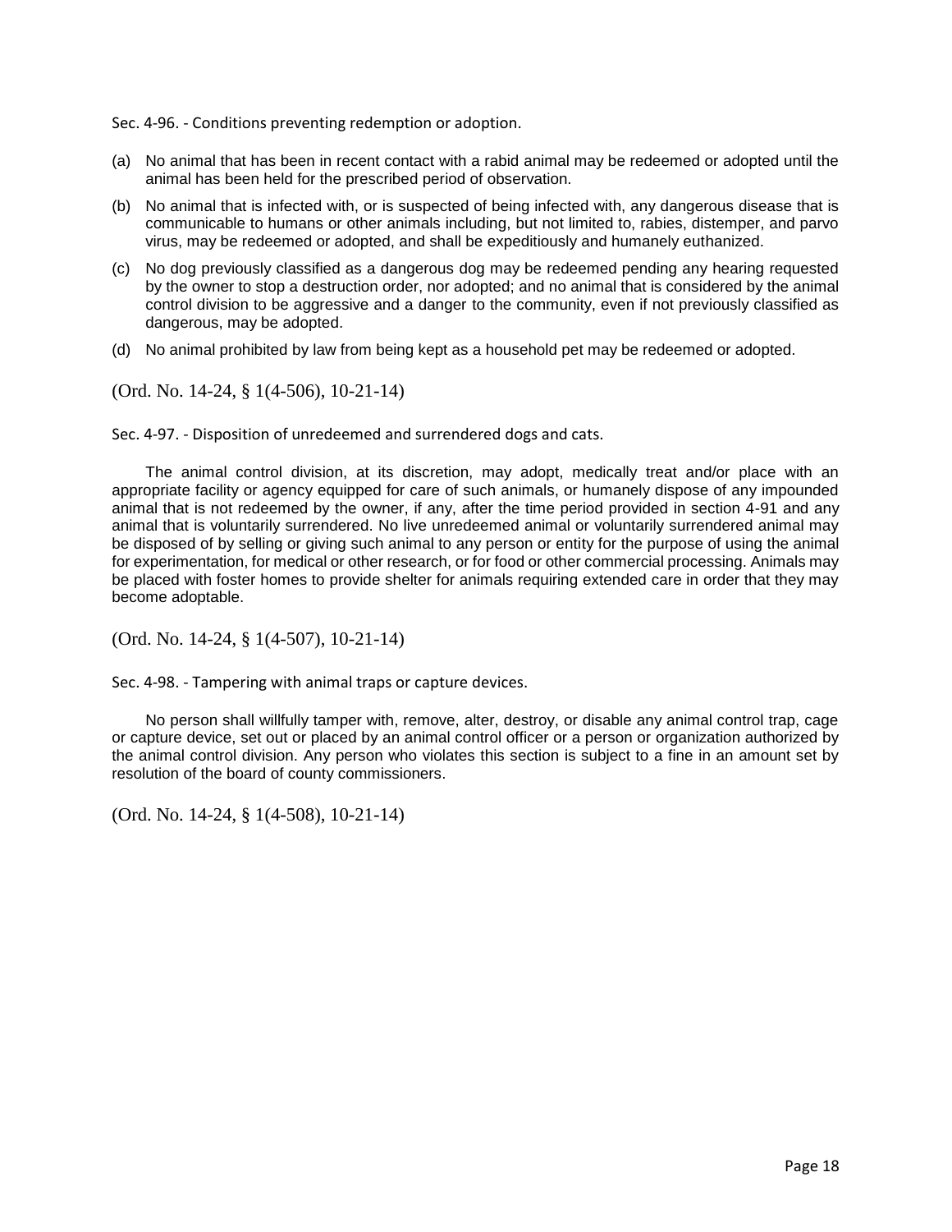### Sec. 4-96. - Conditions preventing redemption or adoption.

(a) No animal that has been in recent contact with a rabid animal may be redeemed or adopted until the animal has been held for the prescribed period of observation.

(b) No animal that is infected with, or is suspected of being infected with, any dangerous disease that is communicable to humans or other animals including, but not limited to, rabies, distemper, and parvo virus, may be redeemed or adopted, and shall be expeditiously and humanely euthanized.

(c) No dog previously classified as a dangerous dog may be redeemed pending any hearing requested by the owner to stop a destruction order, nor adopted; and no animal that is considered by the animal control division to be aggressive and a danger to the community, even if not previously classified as dangerous, may be adopted.

(d) No animal prohibited by law from being kept as a household pet may be redeemed or adopted.

(Ord. No. 14-24, § 1(4-506), 10-21-14)

### Sec. 4-97. - Disposition of unredeemed and surrendered dogs and cats.

The animal control division, at its discretion, may adopt, medically treat and/or place with an appropriate facility or agency equipped for care of such animals, or humanely dispose of any impounded animal that is not redeemed by the owner, if any, after the time period provided in section 4-91 and any animal that is voluntarily surrendered. No live unredeemed animal or voluntarily surrendered animal may be disposed of by selling or giving such animal to any person or entity for the purpose of using the animal for experimentation, for medical or other research, or for food or other commercial processing. Animals may be placed with foster homes to provide shelter for animals requiring extended care in order that they may become adoptable.

(Ord. No. 14-24, § 1(4-507), 10-21-14)

### Sec. 4-98. - Tampering with animal traps or capture devices.

No person shall willfully tamper with, remove, alter, destroy, or disable any animal control trap, cage or capture device, set out or placed by an animal control officer or a person or organization authorized by the animal control division. Any person who violates this section is subject to a fine in an amount set by resolution of the board of county commissioners.

(Ord. No. 14-24, § 1(4-508), 10-21-14)